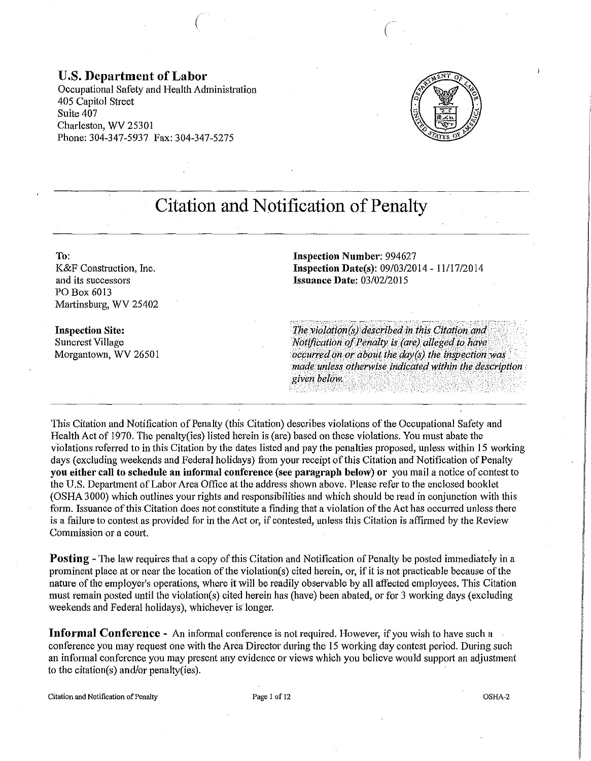**U.S. Department of Labor**
Occupational Safety and Health Administration
405 Capitol Street
Suite 407
Charleston, WV 25301
Phone: 304-347-5937 Fax: 304-347-5275

# Citation and Notification of Penalty

**To:**
K&F Construction, Inc.
and its successors
PO Box 6013
Martinsburg, WV 25402

**Inspection Site:**
Suncrest Village
Morgantown, WV 26501

**Inspection Number:** 994627
**Inspection Date(s):** 09/03/2014 - 11/17/2014
**Issuance Date:** 03/02/2015

*The violation(s) described in this Citation and Notification of Penalty is (are) alleged to have occurred on or about the day(s) the inspection was made unless otherwise indicated within the description given below.*

This Citation and Notification of Penalty (this Citation) describes violations of the Occupational Safety and Health Act of 1970. The penalty(ies) listed herein is (are) based on these violations. You must abate the violations referred to in this Citation by the dates listed and pay the penalties proposed, unless within 15 working days (excluding weekends and Federal holidays) from your receipt of this Citation and Notification of Penalty **you either call to schedule an informal conference (see paragraph below) or** you mail a notice of contest to the U.S. Department of Labor Area Office at the address shown above. Please refer to the enclosed booklet (OSHA 3000) which outlines your rights and responsibilities and which should be read in conjunction with this form. Issuance of this Citation does not constitute a finding that a violation of the Act has occurred unless there is a failure to contest as provided for in the Act or, if contested, unless this Citation is affirmed by the Review Commission or a court.

**Posting** - The law requires that a copy of this Citation and Notification of Penalty be posted immediately in a prominent place at or near the location of the violation(s) cited herein, or, if it is not practicable because of the nature of the employer's operations, where it will be readily observable by all affected employees. This Citation must remain posted until the violation(s) cited herein has (have) been abated, or for 3 working days (excluding weekends and Federal holidays), whichever is longer.

**Informal Conference** - An informal conference is not required. However, if you wish to have such a conference you may request one with the Area Director during the 15 working day contest period. During such an informal conference you may present any evidence or views which you believe would support an adjustment to the citation(s) and/or penalty(ies).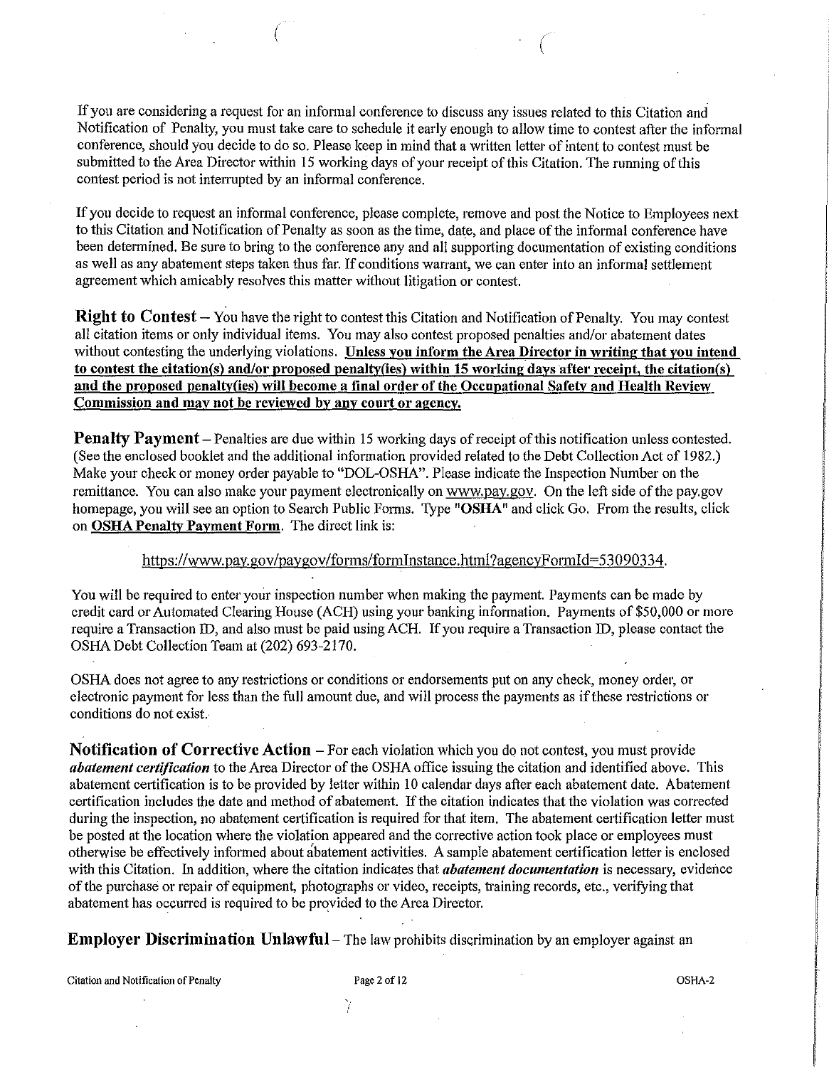If you are considering a request for an informal conference to discuss any issues related to this Citation and Notification of Penalty, you must take care to schedule it early enough to allow time to contest after the informal conference, should you decide to do so. Please keep in mind that a written letter of intent to contest must be submitted to the Area Director within 15 working days of your receipt of this Citation. The running of this contest period is not interrupted by an informal conference.

If you decide to request an informal conference, please complete, remove and post the Notice to Employees next to this Citation and Notification of Penalty as soon as the time, date, and place of the informal conference have been determined. Be sure to bring to the conference any and all supporting documentation of existing conditions as well as any abatement steps taken thus far. If conditions warrant, we can enter into an informal settlement agreement which amicably resolves this matter without litigation or contest.

**Right to Contest** – You have the right to contest this Citation and Notification of Penalty. You may contest all citation items or only individual items. You may also contest proposed penalties and/or abatement dates without contesting the underlying violations. **Unless you inform the Area Director in writing that you intend to contest the citation(s) and/or proposed penalty(ies) within 15 working days after receipt, the citation(s) and the proposed penalty(ies) will become a final order of the Occupational Safety and Health Review Commission and may not be reviewed by any court or agency.**

**Penalty Payment** – Penalties are due within 15 working days of receipt of this notification unless contested. (See the enclosed booklet and the additional information provided related to the Debt Collection Act of 1982.) Make your check or money order payable to "DOL-OSHA". Please indicate the Inspection Number on the remittance. You can also make your payment electronically on www.pay.gov. On the left side of the pay.gov homepage, you will see an option to Search Public Forms. Type "**OSHA**" and click Go. From the results, click on **OSHA Penalty Payment Form**. The direct link is:

https://www.pay.gov/paygov/forms/formInstance.html?agencyFormId=53090334.

You will be required to enter your inspection number when making the payment. Payments can be made by credit card or Automated Clearing House (ACH) using your banking information. Payments of $50,000 or more require a Transaction ID, and also must be paid using ACH. If you require a Transaction ID, please contact the OSHA Debt Collection Team at (202) 693-2170.

OSHA does not agree to any restrictions or conditions or endorsements put on any check, money order, or electronic payment for less than the full amount due, and will process the payments as if these restrictions or conditions do not exist.

**Notification of Corrective Action** – For each violation which you do not contest, you must provide ***abatement certification*** to the Area Director of the OSHA office issuing the citation and identified above. This abatement certification is to be provided by letter within 10 calendar days after each abatement date. Abatement certification includes the date and method of abatement. If the citation indicates that the violation was corrected during the inspection, no abatement certification is required for that item. The abatement certification letter must be posted at the location where the violation appeared and the corrective action took place or employees must otherwise be effectively informed about abatement activities. A sample abatement certification letter is enclosed with this Citation. In addition, where the citation indicates that ***abatement documentation*** is necessary, evidence of the purchase or repair of equipment, photographs or video, receipts, training records, etc., verifying that abatement has occurred is required to be provided to the Area Director.

**Employer Discrimination Unlawful** – The law prohibits discrimination by an employer against an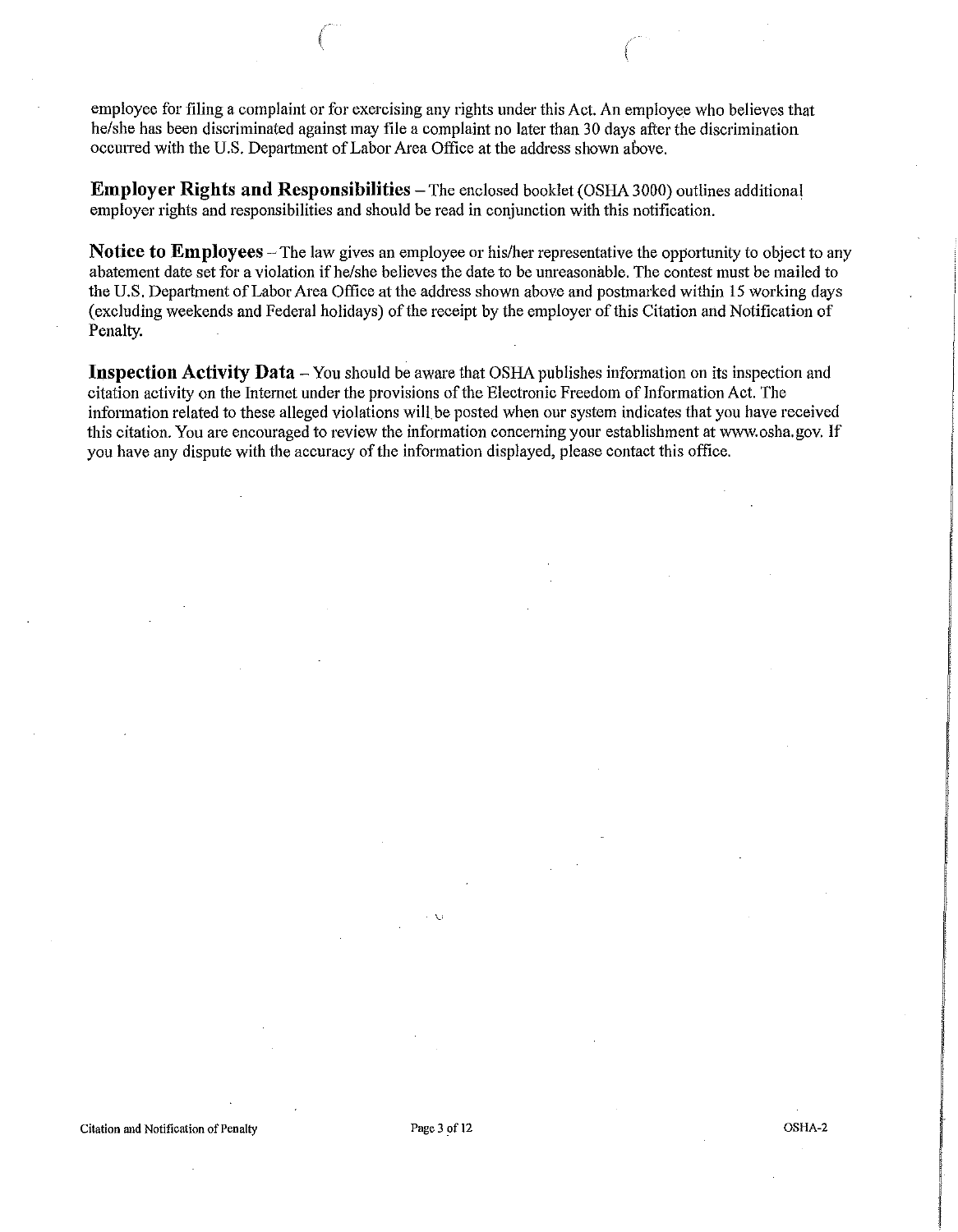employee for filing a complaint or for exercising any rights under this Act. An employee who believes that he/she has been discriminated against may file a complaint no later than 30 days after the discrimination occurred with the U.S. Department of Labor Area Office at the address shown above.

**Employer Rights and Responsibilities** – The enclosed booklet (OSHA 3000) outlines additional employer rights and responsibilities and should be read in conjunction with this notification.

**Notice to Employees** – The law gives an employee or his/her representative the opportunity to object to any abatement date set for a violation if he/she believes the date to be unreasonable. The contest must be mailed to the U.S. Department of Labor Area Office at the address shown above and postmarked within 15 working days (excluding weekends and Federal holidays) of the receipt by the employer of this Citation and Notification of Penalty.

**Inspection Activity Data** – You should be aware that OSHA publishes information on its inspection and citation activity on the Internet under the provisions of the Electronic Freedom of Information Act. The information related to these alleged violations will be posted when our system indicates that you have received this citation. You are encouraged to review the information concerning your establishment at www.osha.gov. If you have any dispute with the accuracy of the information displayed, please contact this office.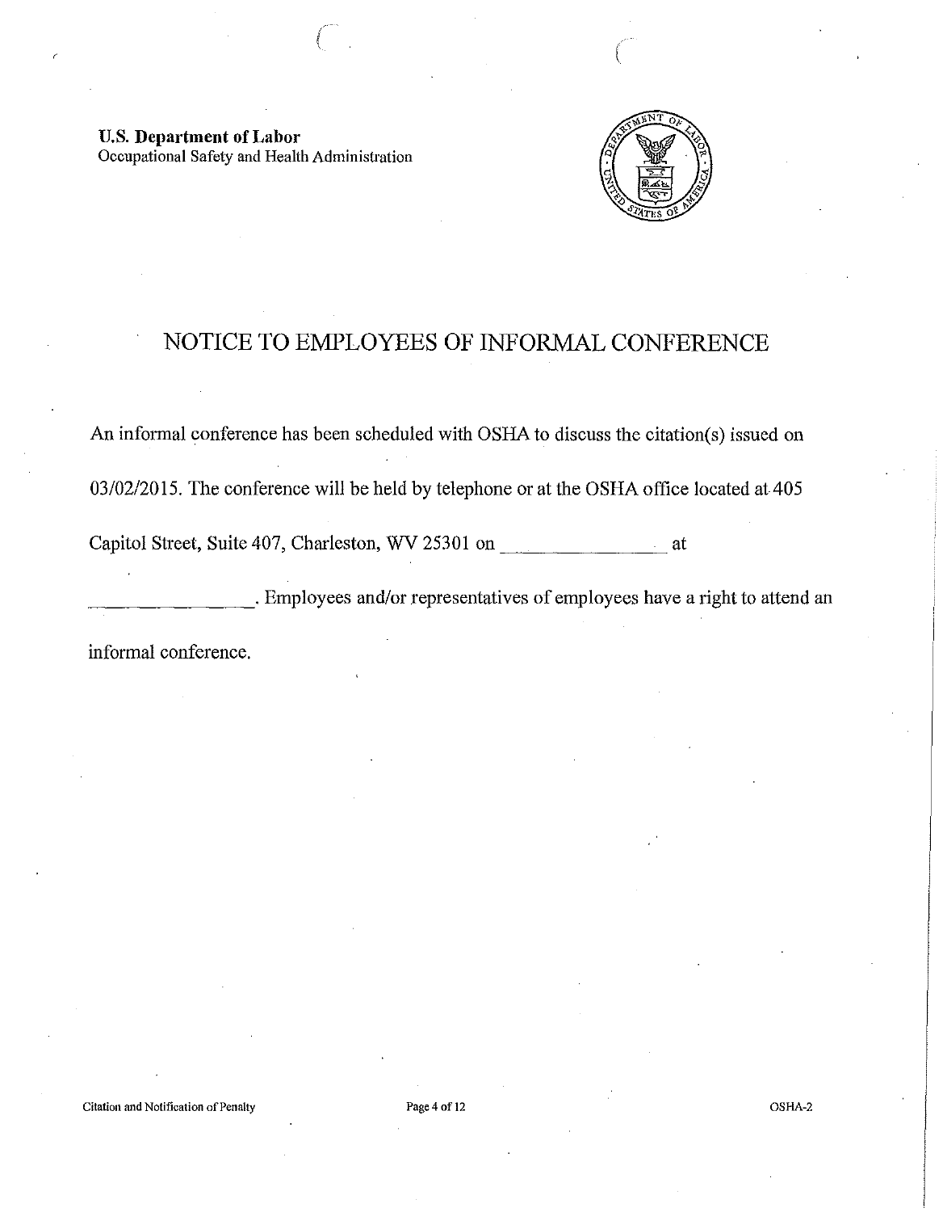**U.S. Department of Labor**
Occupational Safety and Health Administration

# NOTICE TO EMPLOYEES OF INFORMAL CONFERENCE

An informal conference has been scheduled with OSHA to discuss the citation(s) issued on 03/02/2015. The conference will be held by telephone or at the OSHA office located at 405 Capitol Street, Suite 407, Charleston, WV 25301 on ________________ at ________________. Employees and/or representatives of employees have a right to attend an informal conference.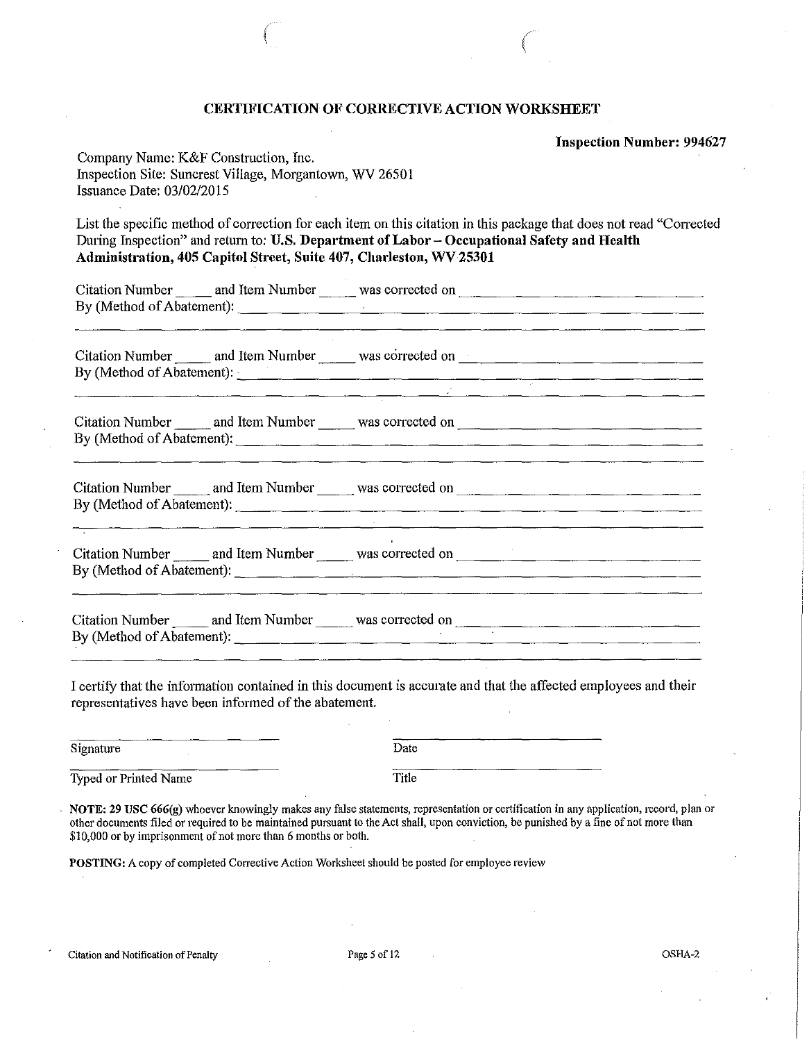## CERTIFICATION OF CORRECTIVE ACTION WORKSHEET

**Inspection Number: 994627**

Company Name: K&F Construction, Inc.
Inspection Site: Suncrest Village, Morgantown, WV 26501
Issuance Date: 03/02/2015

List the specific method of correction for each item on this citation in this package that does not read "Corrected During Inspection" and return to: **U.S. Department of Labor – Occupational Safety and Health Administration, 405 Capitol Street, Suite 407, Charleston, WV 25301**

Citation Number _____ and Item Number _____ was corrected on ______________________________
By (Method of Abatement): ______________________________________________________________
________________________________________________________________________________________

Citation Number _____ and Item Number _____ was corrected on ______________________________
By (Method of Abatement): ______________________________________________________________
________________________________________________________________________________________

Citation Number _____ and Item Number _____ was corrected on ______________________________
By (Method of Abatement): ______________________________________________________________
________________________________________________________________________________________

Citation Number _____ and Item Number _____ was corrected on ______________________________
By (Method of Abatement): ______________________________________________________________
________________________________________________________________________________________

Citation Number _____ and Item Number _____ was corrected on ______________________________
By (Method of Abatement): ______________________________________________________________
________________________________________________________________________________________

Citation Number _____ and Item Number _____ was corrected on ______________________________
By (Method of Abatement): ______________________________________________________________
________________________________________________________________________________________

I certify that the information contained in this document is accurate and that the affected employees and their representatives have been informed of the abatement.

______________________________ ______________________________
Signature Date

______________________________ ______________________________
Typed or Printed Name Title

**NOTE: 29 USC 666(g)** whoever knowingly makes any false statements, representation or certification in any application, record, plan or other documents filed or required to be maintained pursuant to the Act shall, upon conviction, be punished by a fine of not more than $10,000 or by imprisonment of not more than 6 months or both.

**POSTING:** A copy of completed Corrective Action Worksheet should be posted for employee review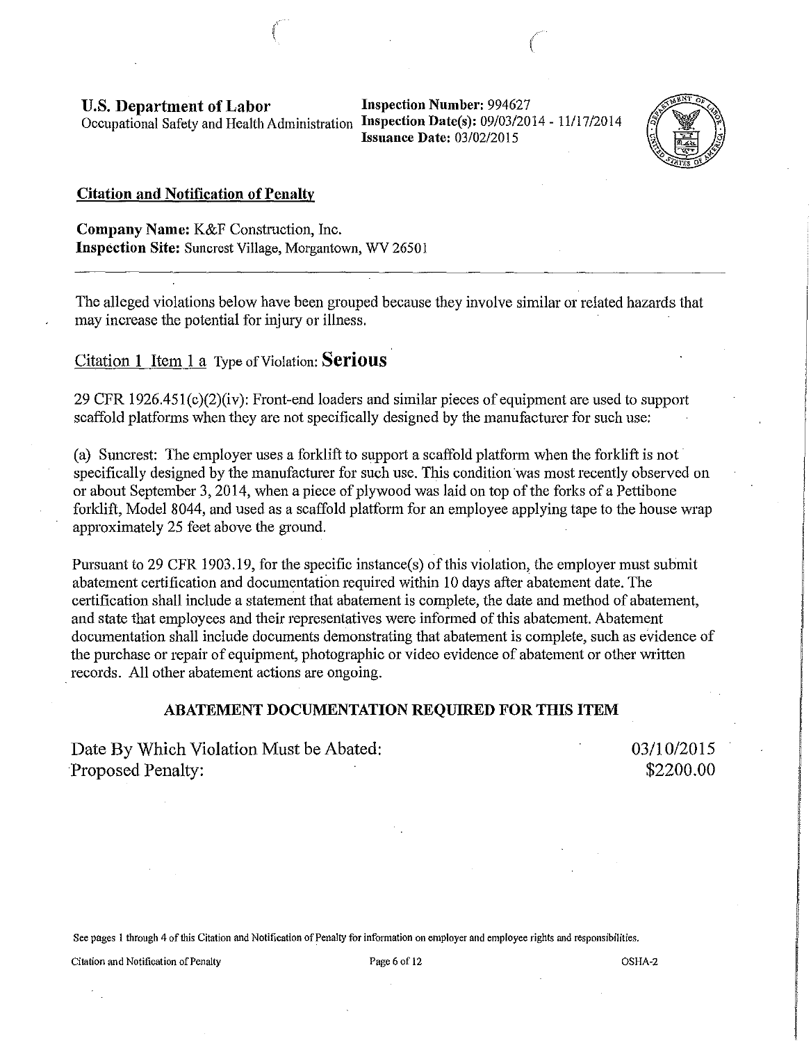**U.S. Department of Labor**
Occupational Safety and Health Administration

**Inspection Number:** 994627
**Inspection Date(s):** 09/03/2014 - 11/17/2014
**Issuance Date:** 03/02/2015

**Citation and Notification of Penalty**

**Company Name:** K&F Construction, Inc.
**Inspection Site:** Suncrest Village, Morgantown, WV 26501

---

The alleged violations below have been grouped because they involve similar or related hazards that may increase the potential for injury or illness.

Citation 1 Item 1 a Type of Violation: **Serious**

29 CFR 1926.451(c)(2)(iv): Front-end loaders and similar pieces of equipment are used to support scaffold platforms when they are not specifically designed by the manufacturer for such use:

(a) Suncrest: The employer uses a forklift to support a scaffold platform when the forklift is not specifically designed by the manufacturer for such use. This condition was most recently observed on or about September 3, 2014, when a piece of plywood was laid on top of the forks of a Pettibone forklift, Model 8044, and used as a scaffold platform for an employee applying tape to the house wrap approximately 25 feet above the ground.

Pursuant to 29 CFR 1903.19, for the specific instance(s) of this violation, the employer must submit abatement certification and documentation required within 10 days after abatement date. The certification shall include a statement that abatement is complete, the date and method of abatement, and state that employees and their representatives were informed of this abatement. Abatement documentation shall include documents demonstrating that abatement is complete, such as evidence of the purchase or repair of equipment, photographic or video evidence of abatement or other written records. All other abatement actions are ongoing.

**ABATEMENT DOCUMENTATION REQUIRED FOR THIS ITEM**

| | |
|---|---|
| Date By Which Violation Must be Abated: | 03/10/2015 |
| Proposed Penalty: | $2200.00 |

See pages 1 through 4 of this Citation and Notification of Penalty for information on employer and employee rights and responsibilities.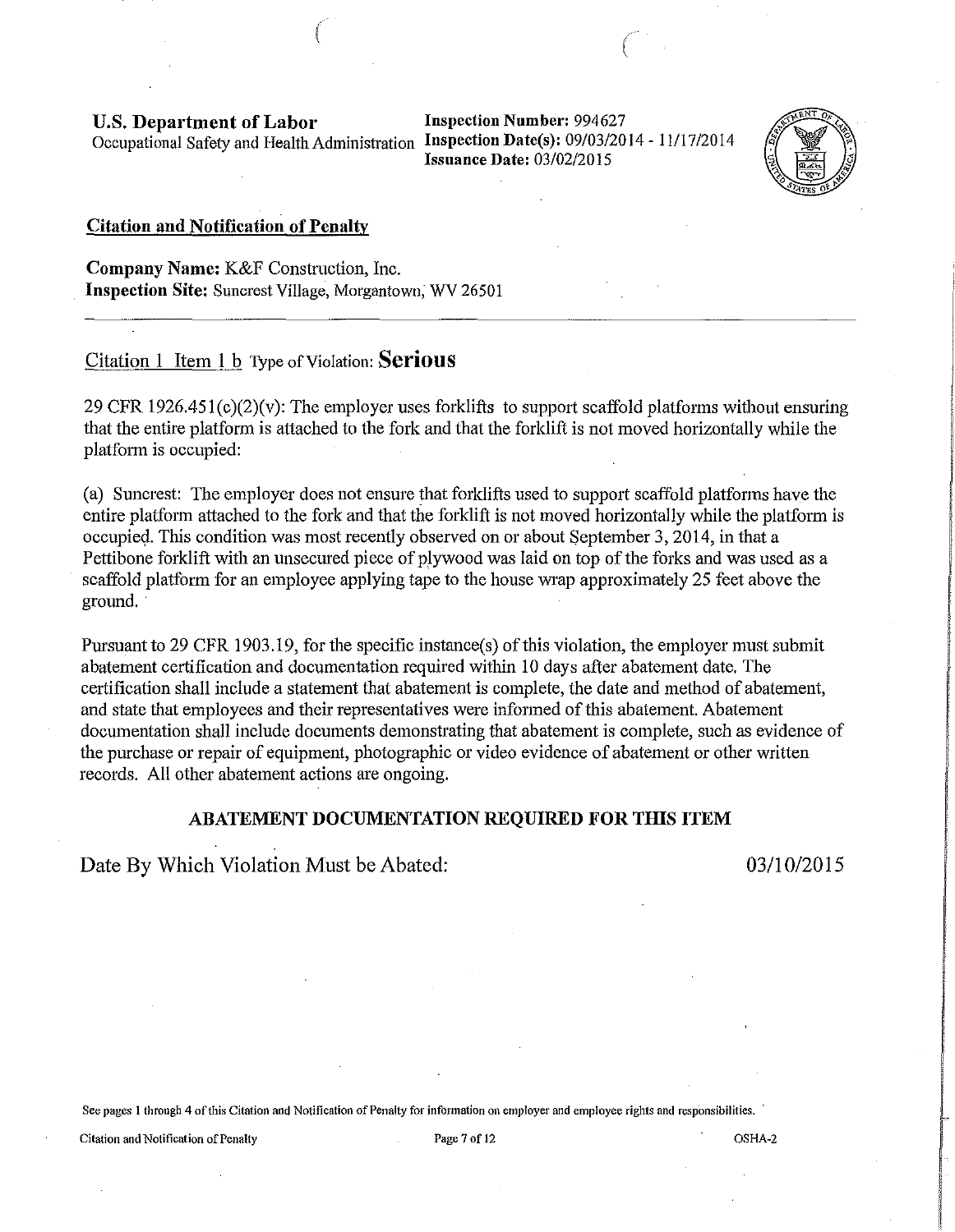**U.S. Department of Labor**
Occupational Safety and Health Administration

**Inspection Number:** 994627
**Inspection Date(s):** 09/03/2014 - 11/17/2014
**Issuance Date:** 03/02/2015

## Citation and Notification of Penalty

**Company Name:** K&F Construction, Inc.
**Inspection Site:** Suncrest Village, Morgantown, WV 26501

---

Citation 1 Item 1 b Type of Violation: **Serious**

29 CFR 1926.451(c)(2)(v): The employer uses forklifts to support scaffold platforms without ensuring that the entire platform is attached to the fork and that the forklift is not moved horizontally while the platform is occupied:

(a) Suncrest: The employer does not ensure that forklifts used to support scaffold platforms have the entire platform attached to the fork and that the forklift is not moved horizontally while the platform is occupied. This condition was most recently observed on or about September 3, 2014, in that a Pettibone forklift with an unsecured piece of plywood was laid on top of the forks and was used as a scaffold platform for an employee applying tape to the house wrap approximately 25 feet above the ground.

Pursuant to 29 CFR 1903.19, for the specific instance(s) of this violation, the employer must submit abatement certification and documentation required within 10 days after abatement date. The certification shall include a statement that abatement is complete, the date and method of abatement, and state that employees and their representatives were informed of this abatement. Abatement documentation shall include documents demonstrating that abatement is complete, such as evidence of the purchase or repair of equipment, photographic or video evidence of abatement or other written records. All other abatement actions are ongoing.

**ABATEMENT DOCUMENTATION REQUIRED FOR THIS ITEM**

Date By Which Violation Must be Abated: 03/10/2015

See pages 1 through 4 of this Citation and Notification of Penalty for information on employer and employee rights and responsibilities.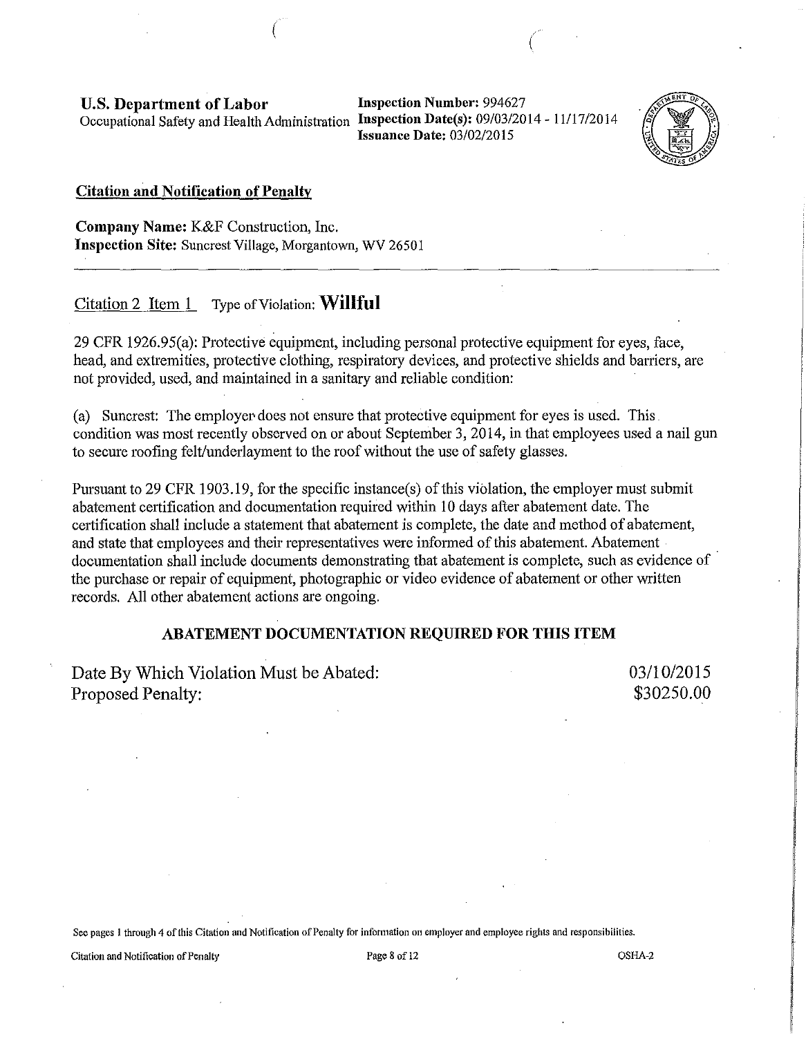**U.S. Department of Labor**
Occupational Safety and Health Administration

**Inspection Number:** 994627
**Inspection Date(s):** 09/03/2014 - 11/17/2014
**Issuance Date:** 03/02/2015

## Citation and Notification of Penalty

**Company Name:** K&F Construction, Inc.
**Inspection Site:** Suncrest Village, Morgantown, WV 26501

---

Citation 2 Item 1 Type of Violation: **Willful**

29 CFR 1926.95(a): Protective equipment, including personal protective equipment for eyes, face, head, and extremities, protective clothing, respiratory devices, and protective shields and barriers, are not provided, used, and maintained in a sanitary and reliable condition:

(a) Suncrest: The employer does not ensure that protective equipment for eyes is used. This condition was most recently observed on or about September 3, 2014, in that employees used a nail gun to secure roofing felt/underlayment to the roof without the use of safety glasses.

Pursuant to 29 CFR 1903.19, for the specific instance(s) of this violation, the employer must submit abatement certification and documentation required within 10 days after abatement date. The certification shall include a statement that abatement is complete, the date and method of abatement, and state that employees and their representatives were informed of this abatement. Abatement documentation shall include documents demonstrating that abatement is complete, such as evidence of the purchase or repair of equipment, photographic or video evidence of abatement or other written records. All other abatement actions are ongoing.

**ABATEMENT DOCUMENTATION REQUIRED FOR THIS ITEM**

Date By Which Violation Must be Abated: 03/10/2015
Proposed Penalty: $30250.00

See pages 1 through 4 of this Citation and Notification of Penalty for information on employer and employee rights and responsibilities.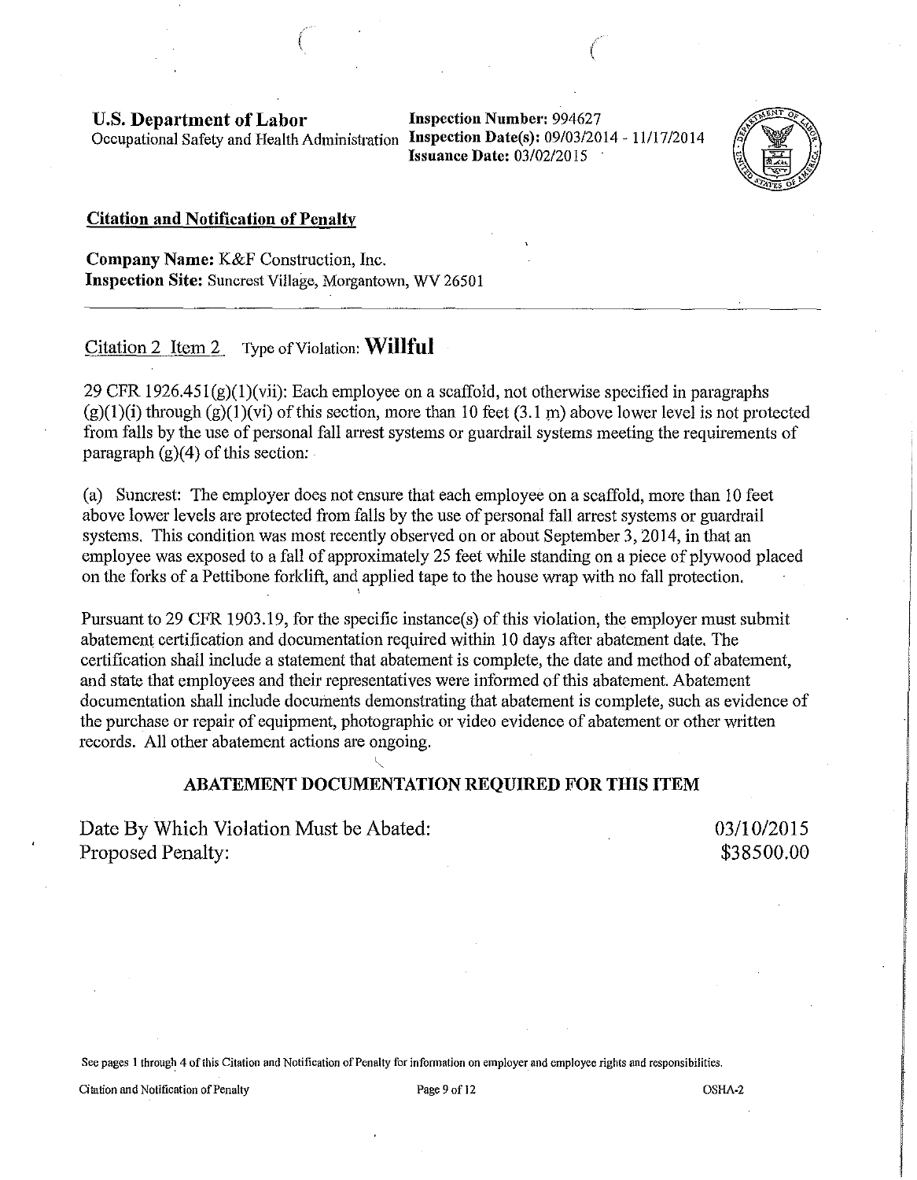**U.S. Department of Labor**
Occupational Safety and Health Administration

**Inspection Number:** 994627
**Inspection Date(s):** 09/03/2014 - 11/17/2014
**Issuance Date:** 03/02/2015

## Citation and Notification of Penalty

**Company Name:** K&F Construction, Inc.
**Inspection Site:** Suncrest Village, Morgantown, WV 26501

---

Citation 2 Item 2 Type of Violation: **Willful**

29 CFR 1926.451(g)(1)(vii): Each employee on a scaffold, not otherwise specified in paragraphs (g)(1)(i) through (g)(1)(vi) of this section, more than 10 feet (3.1 m) above lower level is not protected from falls by the use of personal fall arrest systems or guardrail systems meeting the requirements of paragraph (g)(4) of this section:

(a) Suncrest: The employer does not ensure that each employee on a scaffold, more than 10 feet above lower levels are protected from falls by the use of personal fall arrest systems or guardrail systems. This condition was most recently observed on or about September 3, 2014, in that an employee was exposed to a fall of approximately 25 feet while standing on a piece of plywood placed on the forks of a Pettibone forklift, and applied tape to the house wrap with no fall protection.

Pursuant to 29 CFR 1903.19, for the specific instance(s) of this violation, the employer must submit abatement certification and documentation required within 10 days after abatement date. The certification shall include a statement that abatement is complete, the date and method of abatement, and state that employees and their representatives were informed of this abatement. Abatement documentation shall include documents demonstrating that abatement is complete, such as evidence of the purchase or repair of equipment, photographic or video evidence of abatement or other written records. All other abatement actions are ongoing.

**ABATEMENT DOCUMENTATION REQUIRED FOR THIS ITEM**

| | |
|---|---|
| Date By Which Violation Must be Abated: | 03/10/2015 |
| Proposed Penalty: | $38500.00 |

See pages 1 through 4 of this Citation and Notification of Penalty for information on employer and employee rights and responsibilities.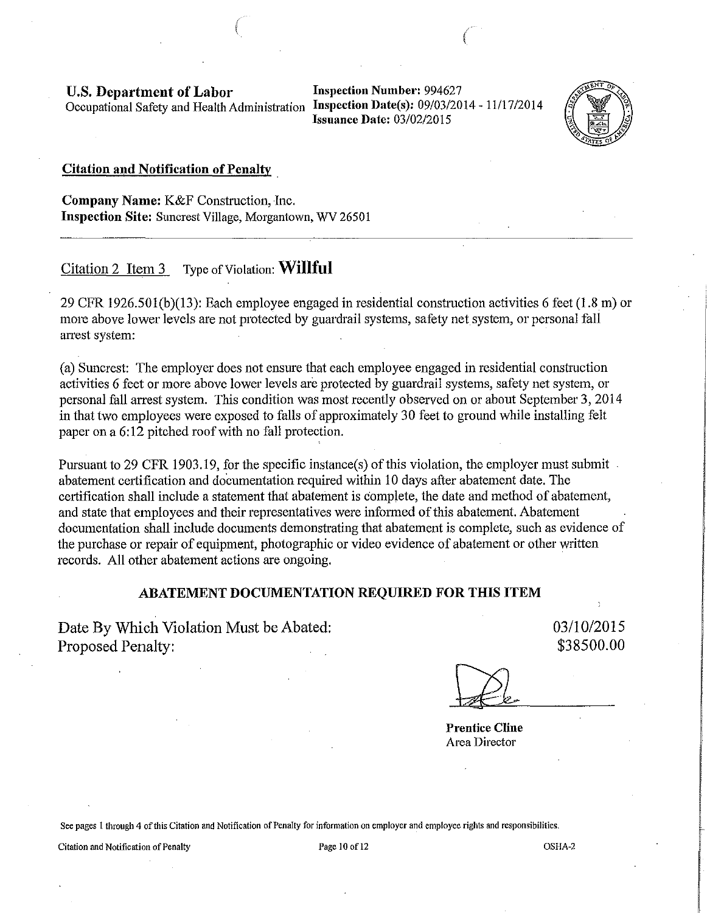**U.S. Department of Labor**
Occupational Safety and Health Administration

**Inspection Number:** 994627
**Inspection Date(s):** 09/03/2014 - 11/17/2014
**Issuance Date:** 03/02/2015

**Citation and Notification of Penalty**

**Company Name:** K&F Construction, Inc.
**Inspection Site:** Suncrest Village, Morgantown, WV 26501

---

Citation 2 Item 3 Type of Violation: **Willful**

29 CFR 1926.501(b)(13): Each employee engaged in residential construction activities 6 feet (1.8 m) or more above lower levels are not protected by guardrail systems, safety net system, or personal fall arrest system:

(a) Suncrest: The employer does not ensure that each employee engaged in residential construction activities 6 feet or more above lower levels are protected by guardrail systems, safety net system, or personal fall arrest system. This condition was most recently observed on or about September 3, 2014 in that two employees were exposed to falls of approximately 30 feet to ground while installing felt paper on a 6:12 pitched roof with no fall protection.

Pursuant to 29 CFR 1903.19, for the specific instance(s) of this violation, the employer must submit abatement certification and documentation required within 10 days after abatement date. The certification shall include a statement that abatement is complete, the date and method of abatement, and state that employees and their representatives were informed of this abatement. Abatement documentation shall include documents demonstrating that abatement is complete, such as evidence of the purchase or repair of equipment, photographic or video evidence of abatement or other written records. All other abatement actions are ongoing.

**ABATEMENT DOCUMENTATION REQUIRED FOR THIS ITEM**

Date By Which Violation Must be Abated: 03/10/2015
Proposed Penalty: $38500.00

**Prentice Cline**
Area Director

See pages 1 through 4 of this Citation and Notification of Penalty for information on employer and employee rights and responsibilities.

Citation and Notification of Penalty OSHA-2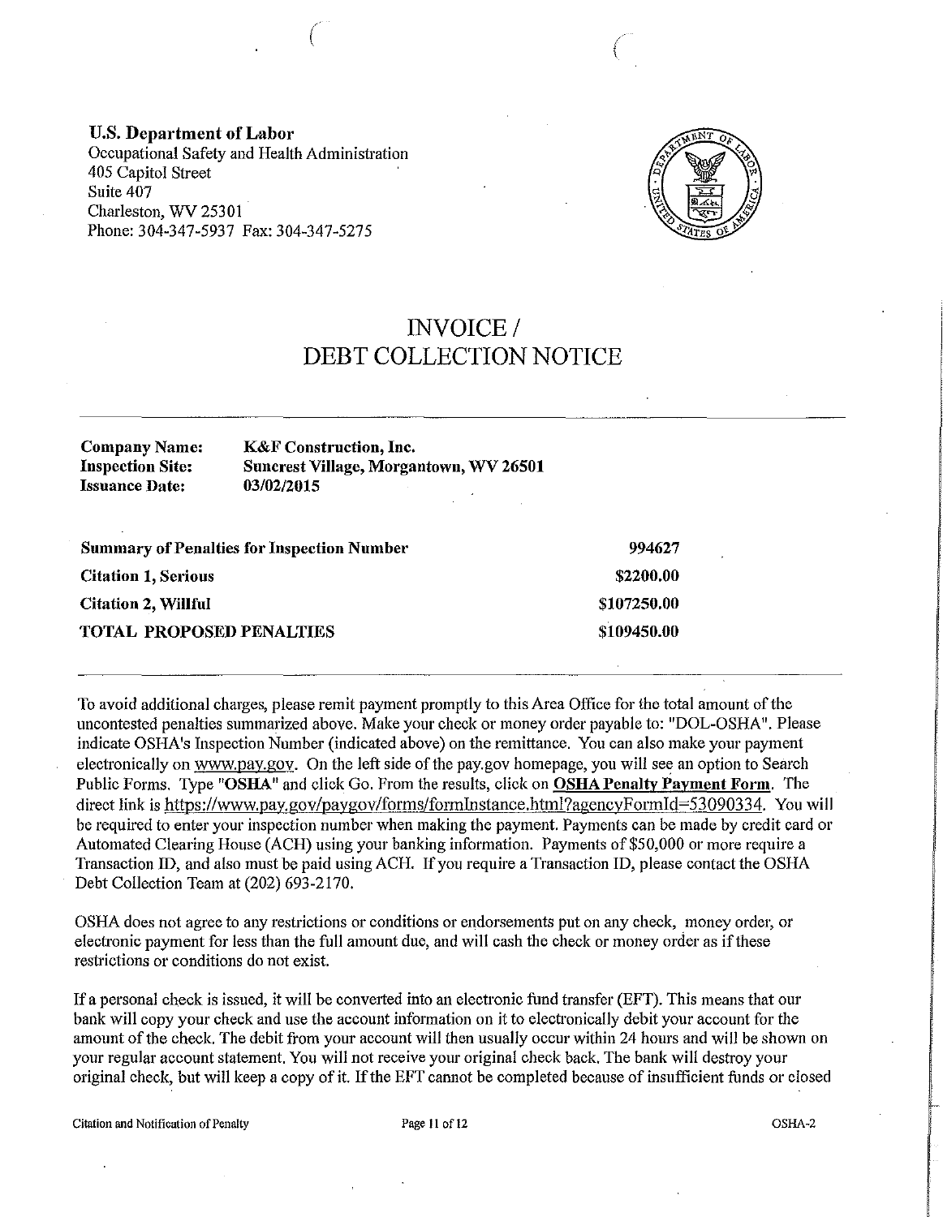**U.S. Department of Labor**
Occupational Safety and Health Administration
405 Capitol Street
Suite 407
Charleston, WV 25301
Phone: 304-347-5937 Fax: 304-347-5275

# INVOICE / DEBT COLLECTION NOTICE

| | |
|---|---|
| **Company Name:** | **K&F Construction, Inc.** |
| **Inspection Site:** | **Suncrest Village, Morgantown, WV 26501** |
| **Issuance Date:** | **03/02/2015** |

| | |
|---|---|
| **Summary of Penalties for Inspection Number** | **994627** |
| **Citation 1, Serious** | **$2200.00** |
| **Citation 2, Willful** | **$107250.00** |
| **TOTAL PROPOSED PENALTIES** | **$109450.00** |

To avoid additional charges, please remit payment promptly to this Area Office for the total amount of the uncontested penalties summarized above. Make your check or money order payable to: "DOL-OSHA". Please indicate OSHA's Inspection Number (indicated above) on the remittance. You can also make your payment electronically on www.pay.gov. On the left side of the pay.gov homepage, you will see an option to Search Public Forms. Type "**OSHA**" and click Go. From the results, click on **OSHA Penalty Payment Form**. The direct link is https://www.pay.gov/paygov/forms/formInstance.html?agencyFormId=53090334. You will be required to enter your inspection number when making the payment. Payments can be made by credit card or Automated Clearing House (ACH) using your banking information. Payments of $50,000 or more require a Transaction ID, and also must be paid using ACH. If you require a Transaction ID, please contact the OSHA Debt Collection Team at (202) 693-2170.

OSHA does not agree to any restrictions or conditions or endorsements put on any check, money order, or electronic payment for less than the full amount due, and will cash the check or money order as if these restrictions or conditions do not exist.

If a personal check is issued, it will be converted into an electronic fund transfer (EFT). This means that our bank will copy your check and use the account information on it to electronically debit your account for the amount of the check. The debit from your account will then usually occur within 24 hours and will be shown on your regular account statement. You will not receive your original check back. The bank will destroy your original check, but will keep a copy of it. If the EFT cannot be completed because of insufficient funds or closed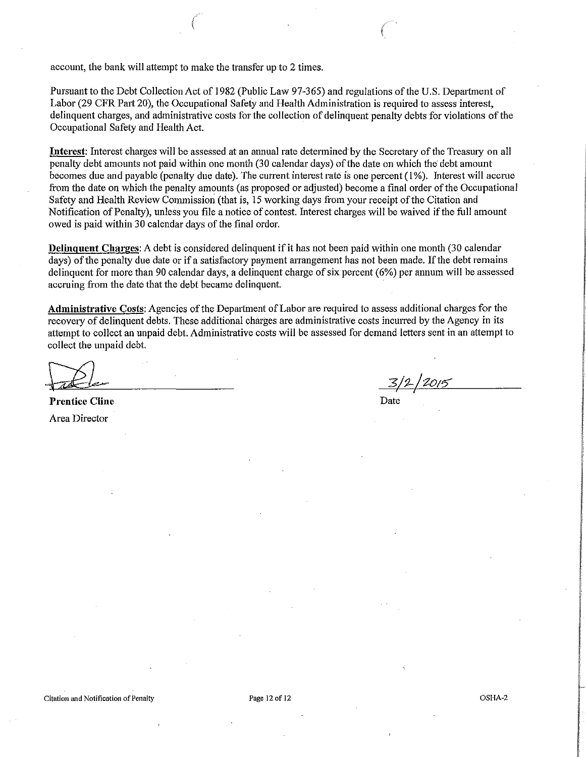account, the bank will attempt to make the transfer up to 2 times.

Pursuant to the Debt Collection Act of 1982 (Public Law 97-365) and regulations of the U.S. Department of Labor (29 CFR Part 20), the Occupational Safety and Health Administration is required to assess interest, delinquent charges, and administrative costs for the collection of delinquent penalty debts for violations of the Occupational Safety and Health Act.

**Interest**: Interest charges will be assessed at an annual rate determined by the Secretary of the Treasury on all penalty debt amounts not paid within one month (30 calendar days) of the date on which the debt amount becomes due and payable (penalty due date). The current interest rate is one percent (1%). Interest will accrue from the date on which the penalty amounts (as proposed or adjusted) become a final order of the Occupational Safety and Health Review Commission (that is, 15 working days from your receipt of the Citation and Notification of Penalty), unless you file a notice of contest. Interest charges will be waived if the full amount owed is paid within 30 calendar days of the final order.

**Delinquent Charges**: A debt is considered delinquent if it has not been paid within one month (30 calendar days) of the penalty due date or if a satisfactory payment arrangement has not been made. If the debt remains delinquent for more than 90 calendar days, a delinquent charge of six percent (6%) per annum will be assessed accruing from the date that the debt became delinquent.

**Administrative Costs**: Agencies of the Department of Labor are required to assess additional charges for the recovery of delinquent debts. These additional charges are administrative costs incurred by the Agency in its attempt to collect an unpaid debt. Administrative costs will be assessed for demand letters sent in an attempt to collect the unpaid debt.

**Prentice Cline**
Area Director

3/2/2015
Date